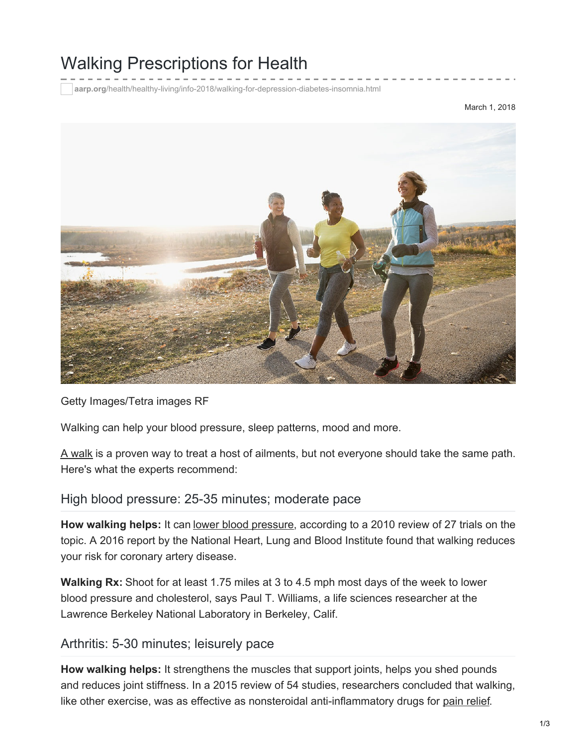# Walking Prescriptions for Health

aarp.org/health/healthy-living/info-2018/walking-for-depression-diabetes-insomnia.html

March 1, 2018

Getty Images/Tetra images RF

Walking can help your blood pressure, sleep patterns, mood and more.

A walk is a proven way to treat a host of ailments, but not everyone should take the same path. Here's what the experts recommend:

## High blood pressure: 25-35 minutes; moderate pace

**How walking helps:** It can lower blood pressure, according to a 2010 review of 27 trials on the topic. A 2016 report by the National Heart, Lung and Blood Institute found that walking reduces your risk for coronary artery disease.

**Walking Rx:** Shoot for at least 1.75 miles at 3 to 4.5 mph most days of the week to lower blood pressure and cholesterol, says Paul T. Williams, a life sciences researcher at the Lawrence Berkeley National Laboratory in Berkeley, Calif.

## Arthritis: 5-30 minutes; leisurely pace

**How walking helps:** It strengthens the muscles that support joints, helps you shed pounds and reduces joint stiffness. In a 2015 review of 54 studies, researchers concluded that walking, like other exercise, was as effective as nonsteroidal anti-inflammatory drugs for pain relief.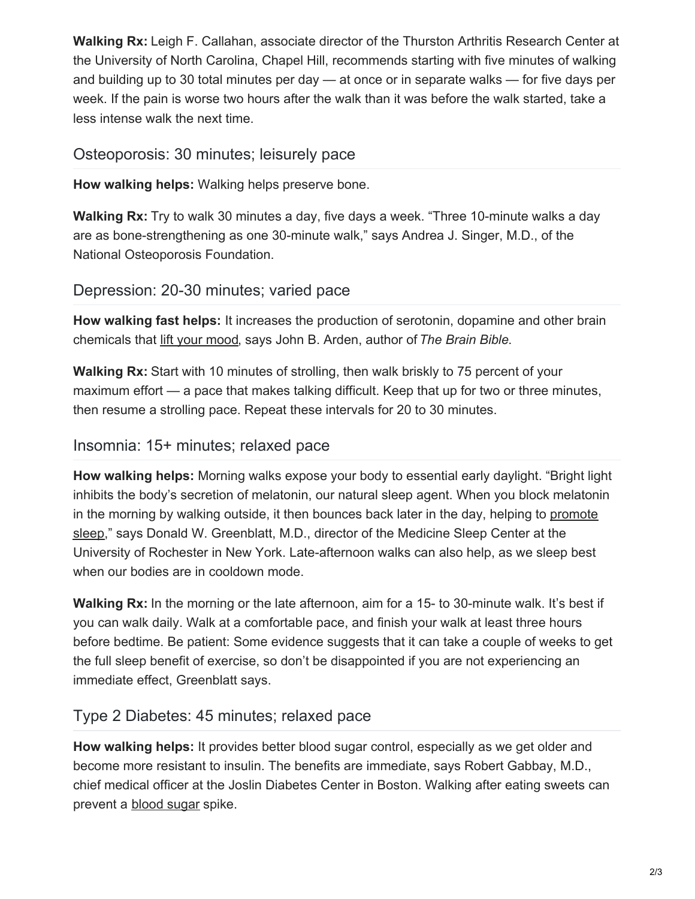**Walking Rx:** Leigh F. Callahan, associate director of the Thurston Arthritis Research Center at the University of North Carolina, Chapel Hill, recommends starting with five minutes of walking and building up to 30 total minutes per day — at once or in separate walks — for five days per week. If the pain is worse two hours after the walk than it was before the walk started, take a less intense walk the next time.

## Osteoporosis: 30 minutes; leisurely pace

**How walking helps:** Walking helps preserve bone.

**Walking Rx:** Try to walk 30 minutes a day, five days a week. "Three 10-minute walks a day are as bone-strengthening as one 30-minute walk," says Andrea J. Singer, M.D., of the National Osteoporosis Foundation.

## Depression: 20-30 minutes; varied pace

**How walking fast helps:** It increases the production of serotonin, dopamine and other brain chemicals that lift your mood, says John B. Arden, author of *The Brain Bible*.

**Walking Rx:** Start with 10 minutes of strolling, then walk briskly to 75 percent of your maximum effort — a pace that makes talking difficult. Keep that up for two or three minutes, then resume a strolling pace. Repeat these intervals for 20 to 30 minutes.

## Insomnia: 15+ minutes; relaxed pace

**How walking helps:** Morning walks expose your body to essential early daylight. "Bright light inhibits the body's secretion of melatonin, our natural sleep agent. When you block melatonin in the morning by walking outside, it then bounces back later in the day, helping to promote sleep," says Donald W. Greenblatt, M.D., director of the Medicine Sleep Center at the University of Rochester in New York. Late-afternoon walks can also help, as we sleep best when our bodies are in cooldown mode.

**Walking Rx:** In the morning or the late afternoon, aim for a 15- to 30-minute walk. It's best if you can walk daily. Walk at a comfortable pace, and finish your walk at least three hours before bedtime. Be patient: Some evidence suggests that it can take a couple of weeks to get the full sleep benefit of exercise, so don't be disappointed if you are not experiencing an immediate effect, Greenblatt says.

## Type 2 Diabetes: 45 minutes; relaxed pace

**How walking helps:** It provides better blood sugar control, especially as we get older and become more resistant to insulin. The benefits are immediate, says Robert Gabbay, M.D., chief medical officer at the Joslin Diabetes Center in Boston. Walking after eating sweets can prevent a blood sugar spike.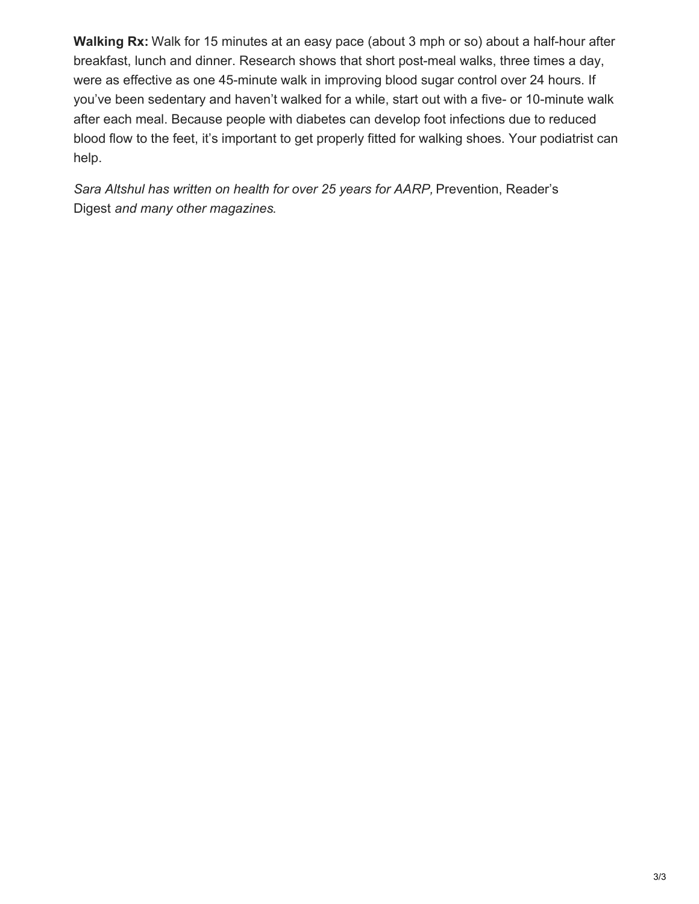**Walking Rx:** Walk for 15 minutes at an easy pace (about 3 mph or so) about a half-hour after breakfast, lunch and dinner. Research shows that short post-meal walks, three times a day, were as effective as one 45-minute walk in improving blood sugar control over 24 hours. If you've been sedentary and haven't walked for a while, start out with a five- or 10-minute walk after each meal. Because people with diabetes can develop foot infections due to reduced blood flow to the feet, it's important to get properly fitted for walking shoes. Your podiatrist can help.

*Sara Altshul has written on health for over 25 years for AARP,* Prevention, Reader's Digest *and many other magazines*.